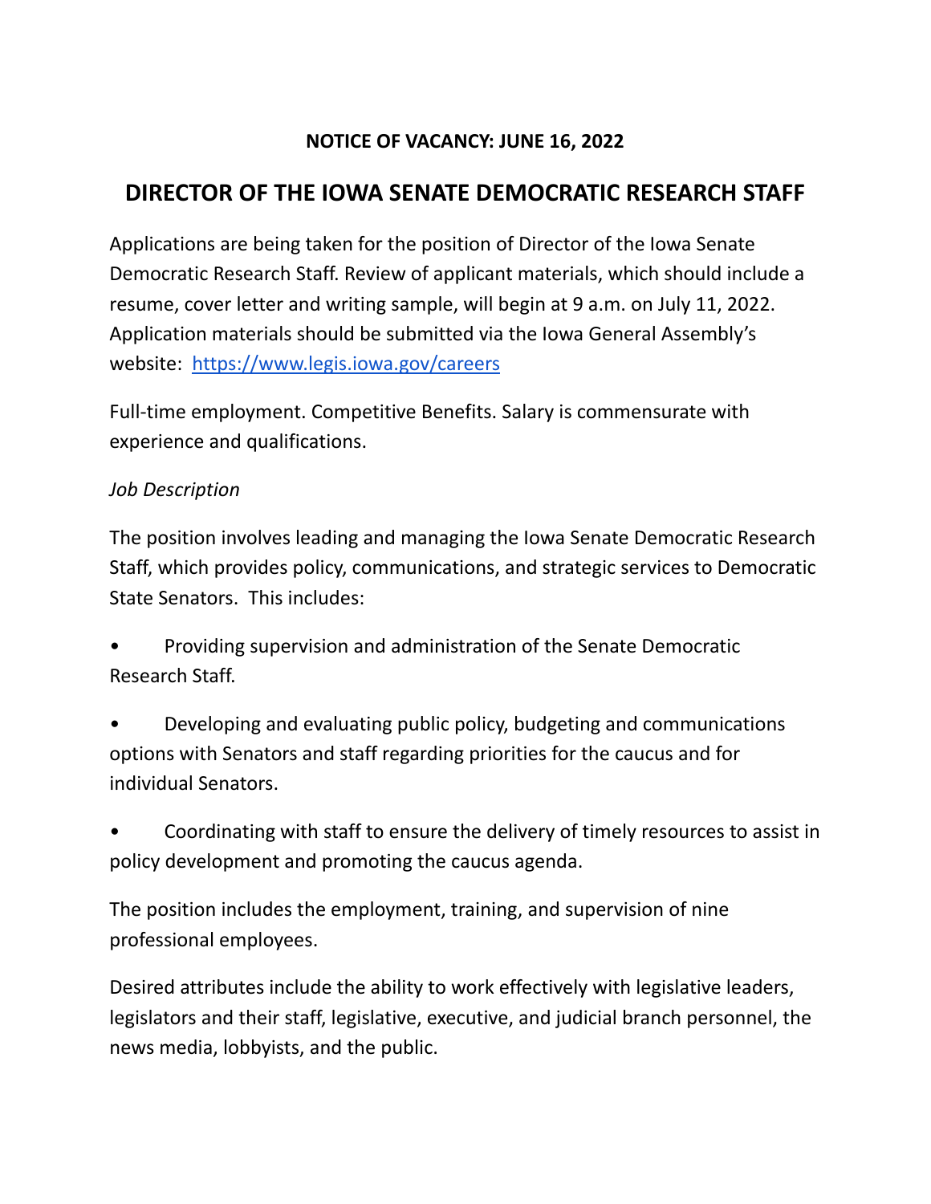**NOTICE OF VACANCY: JUNE 16, 2022**

# DIRECTOR OF THE IOWA SENATE DEMOCRATIC RESEARCH STAFF

Applications are being taken for the position of Director of the Iowa Senate Democratic Research Staff. Review of applicant materials, which should include a resume, cover letter and writing sample, will begin at 9 a.m. on July 11, 2022. Application materials should be submitted via the Iowa General Assembly's website: [https://www.legis.iowa.gov/careers](https://www.legis.iowa.gov/careers)

Full-time employment. Competitive Benefits. Salary is commensurate with experience and qualifications.

*Job Description*

The position involves leading and managing the Iowa Senate Democratic Research Staff, which provides policy, communications, and strategic services to Democratic State Senators. This includes:

- Providing supervision and administration of the Senate Democratic Research Staff.
- Developing and evaluating public policy, budgeting and communications options with Senators and staff regarding priorities for the caucus and for individual Senators.
- Coordinating with staff to ensure the delivery of timely resources to assist in policy development and promoting the caucus agenda.

The position includes the employment, training, and supervision of nine professional employees.

Desired attributes include the ability to work effectively with legislative leaders, legislators and their staff, legislative, executive, and judicial branch personnel, the news media, lobbyists, and the public.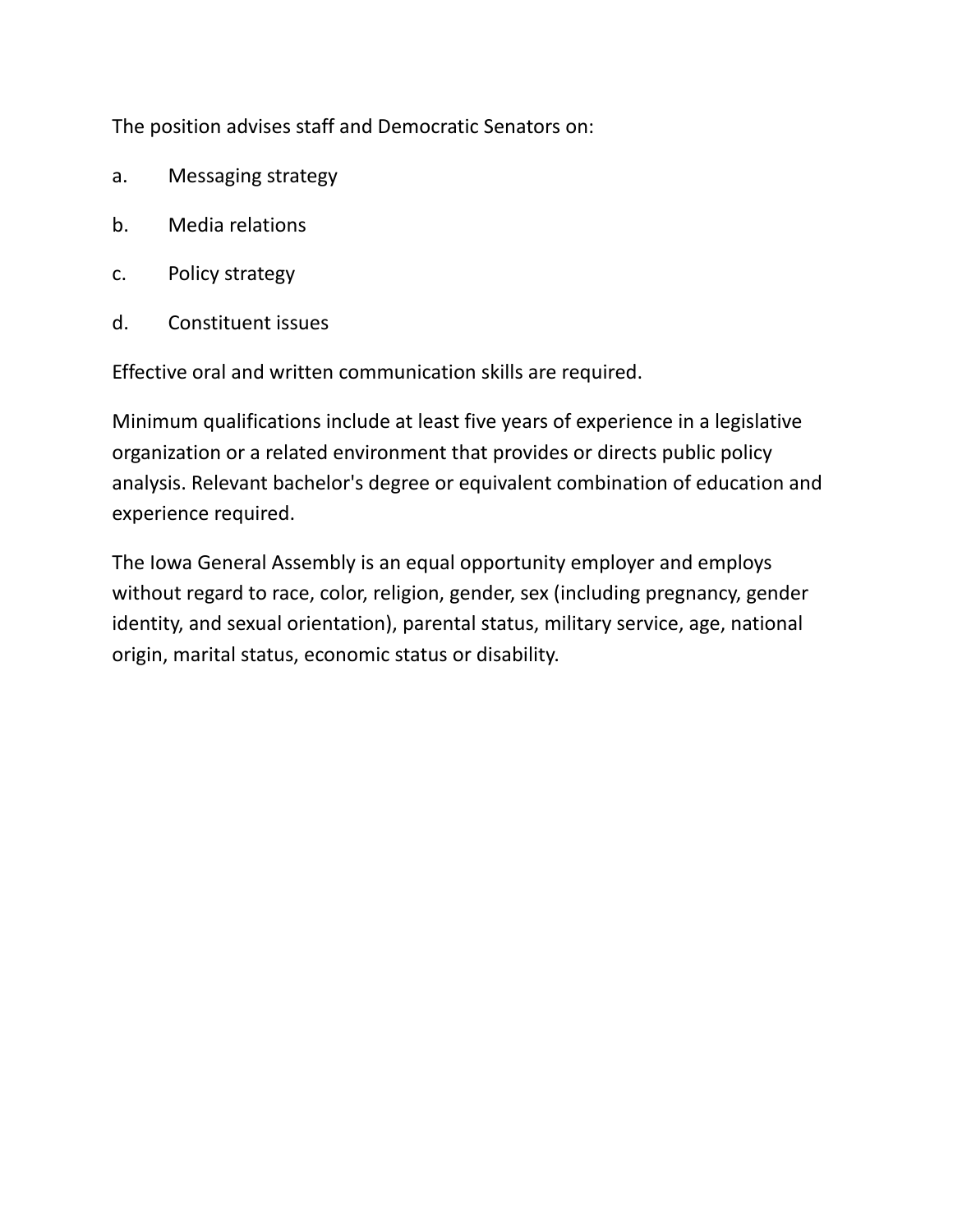The position advises staff and Democratic Senators on:

a. Messaging strategy

b. Media relations

c. Policy strategy

d. Constituent issues

Effective oral and written communication skills are required.

Minimum qualifications include at least five years of experience in a legislative organization or a related environment that provides or directs public policy analysis. Relevant bachelor's degree or equivalent combination of education and experience required.

The Iowa General Assembly is an equal opportunity employer and employs without regard to race, color, religion, gender, sex (including pregnancy, gender identity, and sexual orientation), parental status, military service, age, national origin, marital status, economic status or disability.